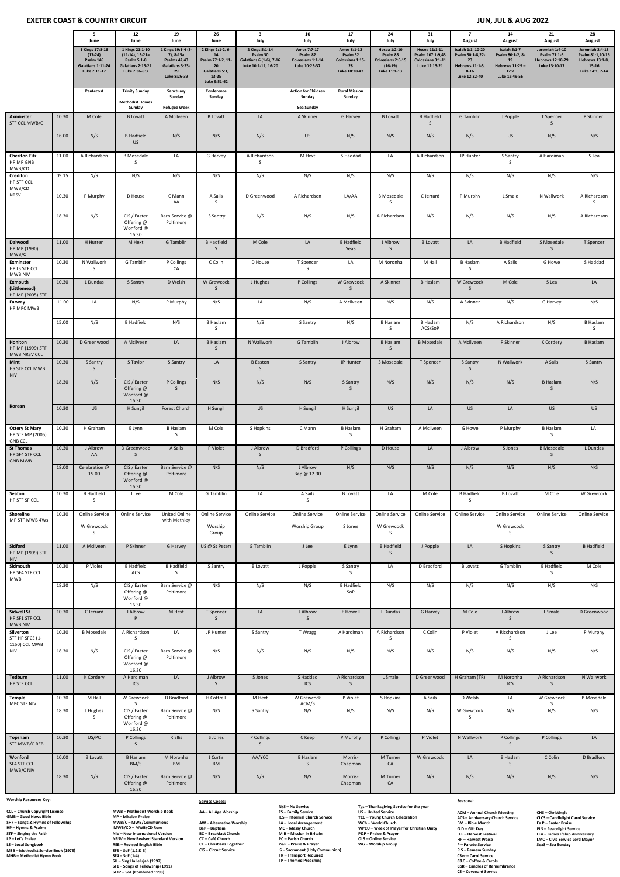# EXETER COAST & COUNTRY CIRCUIT

**JUN, JUL & AUG 2022**

| | | 5 June | 12 June | 19 June | 26 June | 3 July | 10 July | 17 July | 24 July | 31 July | 7 August | 14 August | 21 August | 28 August |
|---|---|---|---|---|---|---|---|---|---|---|---|---|---|---|
| | | 1 Kings 17:8-16 (17-24) Psalm 146 Galatians 1:11-24 Luke 7:11-17 | 1 Kings 21:1-10 (11-14), 15-21a Psalm 5:1-8 Galatians 2:15-21 Luke 7:36-8:3 | 1 Kings 19:1-4 (5-7), 8-15a Psalms 42/43 Galatians 3:23-29 Luke 8:26-39 | 2 Kings 2:1-2, 6-14 Psalm 77:1-2, 11-20 Galatians 5:1, 13-25 Luke 9:51-62 | 2 Kings 5:1-14 Psalm 30 Galatians 6 (1-6), 7-16 Luke 10:1-11, 16-20 | Amos 7:7-17 Psalm 82 Colossians 1:1-14 Luke 10:25-37 | Amos 8:1-12 Psalm 52 Colossians 1:15-28 Luke 10:38-42 | Hosea 1:2-10 Psalm 85 Colossians 2:6-15 (16-19) Luke 11:1-13 | Hosea 11:1-11 Psalm 107:1-9,43 Colossians 3:1-11 Luke 12:13-21 | Isaiah 1:1, 10-20 Psalm 50:1-8,22-23 Hebrews 11:1-3, 8-16 Luke 12:32-40 | Isaiah 5:1-7 Psalm 80:1-2, 8-19 Hebrews 11:29 – 12:2 Luke 12:49-56 | Jeremiah 1:4-10 Psalm 71:1-6 Hebrews 12:18-29 Luke 13:10-17 | Jeremiah 2:4-13 Psalm 81:1,10-16 Hebrews 13:1-8, 15-16 Luke 14:1, 7-14 |
| | | Pentecost | Trinity Sunday / Methodist Homes Sunday | Sanctuary Sunday / Refugee Week | Conference Sunday | | Action for Children Sunday / Sea Sunday | Rural Mission Sunday | | | | | | |
| **Axminster** STF CCL MWB/C | 10.30 | M Cole | B Lovatt | A Mcilveen | B Lovatt | LA | A Skinner | G Harvey | B Lovatt | B Hadfield S | G Tamblin | J Popple | T Spencer S | P Skinner |
| | 16.00 | N/S | B Hadfield US | N/S | N/S | N/S | US | N/S | N/S | N/S | N/S | US | N/S | N/S |
| **Cheriton Fitz** HP MP GNB MWB/CD | 11.00 | A Richardson | B Mosedale S | LA | G Harvey | A Richardson S | M Hext | S Haddad | LA | A Richardson | JP Hunter | S Santry S | A Hardiman | S Lea |
| **Crediton** HP STF CCL MWB/CD NRSV | 09.15 | N/S | N/S | N/S | N/S | N/S | N/S | N/S | N/S | N/S | N/S | N/S | N/S | N/S |
| | 10.30 | P Murphy | D House | C Mann AA | A Sails S | D Greenwood | A Richardson | LA/AA | B Mosedale S | C Jerrard | P Murphy | L Smale | N Wallwork | A Richardson S |
| | 18.30 | N/S | CIS / Easter Offering @ Wonford @ 16.30 | Barn Service @ Poltimore | S Santry | N/S | N/S | N/S | A Richardson | N/S | N/S | N/S | N/S | A Richardson |
| **Dalwood** HP MP (1990) MWB/C | 11.00 | H Hurren | M Hext | G Tamblin | B Hadfield S | M Cole | LA | B Hadfield SeaS | J Albrow S | B Lovatt | LA | B Hadfield | S Mosedale S | T Spencer |
| **Exminster** HP LS STF CCL MWB NIV | 10.30 | N Wallwork S | G Tamblin | P Collings CA | C Colin | D House | T Spencer S | LA | M Noronha | M Hall | B Haslam S | A Sails | G Howe | S Haddad |
| **Exmouth** (Littlemead) HP MP (2005) STF | 10.30 | L Dundas | S Santry | D Welsh | W Grewcock S | J Hughes | P Collings | W Grewcock S | A Skinner | B Haslam | W Grewcock S | M Cole | S Lea | LA |
| **Farway** HP MPC MWB | 11.00 | LA | N/S | P Murphy | N/S | LA | N/S | A Mcilveen | N/S | N/S | A Skinner | N/S | G Harvey | N/S |
| | 15.00 | N/S | B Hadfield | N/S | B Haslam S | N/S | S Santry | N/S | B Haslam S | B Haslam ACS/SoP | N/S | A Richardson | N/S | B Haslam S |
| **Honiton** HP MP (1999) STF MWB NRSV CCL | 10.30 | D Greenwood | A Mcilveen | LA | B Haslam S | N Wallwork | G Tamblin | J Albrow | B Haslam S | B Mosedale | A Mcilveen | P Skinner | K Cordery | B Haslam |
| **Mint** HS STF CCL MWB NIV | 10.30 | S Santry S | S Taylor | S Santry | LA | B Easton S | S Santry | JP Hunter | S Mosedale | T Spencer | S Santry S | N Wallwork | A Sails | S Santry |
| | 18.30 | N/S | CIS / Easter Offering @ Wonford @ 16.30 | P Collings S | N/S | N/S | N/S | S Santry S | N/S | N/S | N/S | N/S | B Haslam S | N/S |
| **Korean** | 10.30 | US | H Sungil | Forest Church | H Sungil | US | H Sungil | H Sungil | US | LA | US | LA | US | US |
| **Ottery St Mary** HP STF MP (2005) GNB CCL | 10.30 | H Graham | E Lynn | B Haslam S | M Cole | S Hopkins | C Mann | B Haslam S | H Graham | A Mcilveen | G Howe | P Murphy | B Haslam S | LA |
| **St Thomas** HP SF4 STF CCL GNB MWB | 10.30 | J Albrow AA | D Greenwood S | A Sails | P Violet | J Albrow S | D Bradford | P Collings | D House | LA | J Albrow | S Jones | B Mosedale S | L Dundas |
| | 18.00 | Celebration @ 15.00 | CIS / Easter Offering @ Wonford @ 16.30 | Barn Service @ Poltimore | N/S | N/S | J Albrow Bap @ 12.30 | N/S | N/S | N/S | N/S | N/S | N/S | N/S |
| **Seaton** HP STF SF CCL | 10.30 | B Hadfield S | J Lee | M Cole | G Tamblin | LA | A Sails S | B Lovatt | LA | M Cole | B Hadfield S | B Lovatt | M Cole | W Grewcock |
| **Shoreline** MP STF MWB 4Ws | 10.30 | Online Service W Grewcock S | Online Service | United Online with Methley | Online Service Worship Group | Online Service | Online Service Worship Group | Online Service S Jones | Online Service W Grewcock S | Online Service | Online Service | Online Service W Grewcock S | Online Service | Online Service |
| **Sidford** HP MP (1999) STF NIV | 11.00 | A Mcilveen | P Skinner | G Harvey | US @ St Peters | G Tamblin | J Lee | E Lynn | B Hadfield S | J Popple | LA | S Hopkins | S Santry S | B Hadfield |
| **Sidmouth** HP SF4 STF CCL MWB | 10.30 | P Violet | B Hadfield ACS | B Hadfield S | S Santry | B Lovatt | J Popple | S Santry S | LA | D Bradford | B Lovatt | G Tamblin | B Hadfield S | M Cole |
| | 18.30 | N/S | CIS / Easter Offering @ Wonford @ 16.30 | Barn Service @ Poltimore | N/S | N/S | N/S | B Hadfield SoP | N/S | N/S | N/S | N/S | N/S | N/S |
| **Sidwell St** HP SF1 STF CCL MWB NIV | 10.30 | C Jerrard | J Albrow P | M Hext | T Spencer S | LA | J Albrow S | E Howell | L Dundas | G Harvey | M Cole | J Albrow S | L Smale | D Greenwood |
| **Silverton** STF HP SFCE (1-1150) CCL MWB NIV | 10.30 | B Mosedale | A Richardson S | LA | JP Hunter | S Santry | T Wragg | A Hardiman | A Richardson S | C Colin | P Violet | A Riccharddson S | J Lee | P Murphy |
| | 18.30 | N/S | CIS / Easter Offering @ Wonford @ 16.30 | Barn Service @ Poltimore | N/S | N/S | N/S | N/S | N/S | N/S | N/S | N/S | N/S | N/S |
| **Tedburn** HP STF CCL | 11.00 | K Cordery | A Hardiman ICS | LA | J Albrow S | S Jones | S Haddad ICS | A Richardson S | L Smale | D Greenwood | H Graham (TR) | M Noronha ICS | A Richardson S | N Wallwork |
| **Temple** MPC STF NIV | 10.30 | M Hall | W Grewcock S | D Bradford | H Cottrell | M Hext | W Grewcock ACM/S | P Violet | S Hopkins | A Sails | D Welsh | LA | W Grewcock S | B Mosedale |
| | 18.30 | J Hughes S | CIS / Easter Offering @ Wonford @ 16.30 | Barn Service @ Poltimore | N/S | S Santry | N/S | N/S | N/S | N/S | W Grewcock S | N/S | N/S | N/S |
| **Topsham** STF MWB/C REB | 10.30 | US/PC | P Collings S | R Ellis | S Jones | P Collings S | C Keep | P Murphy | P Collings | P Violet | N Wallwork | P Collings S | P Collings | LA |
| **Wonford** SF4 STF CCL MWB/C NIV | 10.00 | B Lovatt | B Haslam BM/S | M Noronha BM | J Curtis BM | AA/YCC | B Haslam S | Morris-Chapman | M Turner CA | W Grewcock | LA | B Haslam S | C Colin | D Bradford |
| | 18.30 | N/S | CIS / Easter Offering @ 16.30 | Barn Service @ Poltimore | N/S | N/S | N/S | Morris-Chapman | M Turner CA | N/S | N/S | N/S | N/S | N/S |

**Worship Resources Key:**

CCL – Church Copyright Licence
GNB – Good News Bible
SHF – Songs & Hymns of Fellowship
HP – Hymns & Psalms
STF – Singing the Faith
LP – Let's Praise
LS – Local Songbook
MSB – Methodist Service Book (1975)
MHB – Methodist Hymn Book

MWB – Methodist Worship Book
MP – Mission Praise
MWB/C – MWB/Communions
MWB/CD – MWB/CD Rom
NIV – New International Version
NRSV – New Revised Standard Version
REB – Revised English Bible
SF3 – SoF (1,2 & 3)
SF4 – SoF (1-4)
SH – Sing Hallelujah (1997)
SF1 – Songs of Fellowship (1991)
SF12 – SoF (Combined 1998)

**Service Codes:**

AA – All Age Worship
AW – Alternative Worship
BaP – Baptism
BC – Breakfast Church
CC – Café Church
CT – Christians Together
CIS – Circuit Service

N/S – No Service
FS – Family Service
ICS – Informal Church Service
LA – Local Arrangement
MC – Messy Church
MIB – Mission in Britain
PC – Parish Church
P&P – Praise & Prayer
S – Sacrament (Holy Communion)
TR – Transport Required
TP – Themed Preaching

Tgs – Thanksgiving Service for the year
US – United Service
YCC – Young Church Celebration
WCh – World Church
WPCU – Week of Prayer for Christian Unity
P&P – Praise & Prayer
OLS – Online Service
WG – Worship Group

**Seasonal:**

ACM – Annual Church Meeting
ACS – Anniversary Church Service
BM – Bible Month
G.D – Gift Day
H.F – Harvest Festival
HP – Harvest Praise
P – Parade Service
R.S – Remem Sunday
CSer – Carol Service
C&C – Coffee & Carols
CoR – Candles of Remembrance
CS – Covenant Service

CHS – Christingle
CLCS – Candlelight Carol Service
Ea P – Easter Praise
PLS – Peacelight Service
LFA – Ladies F'ship Anniversary
LMC – Civic Service Lord Mayor
SeaS – Sea Sunday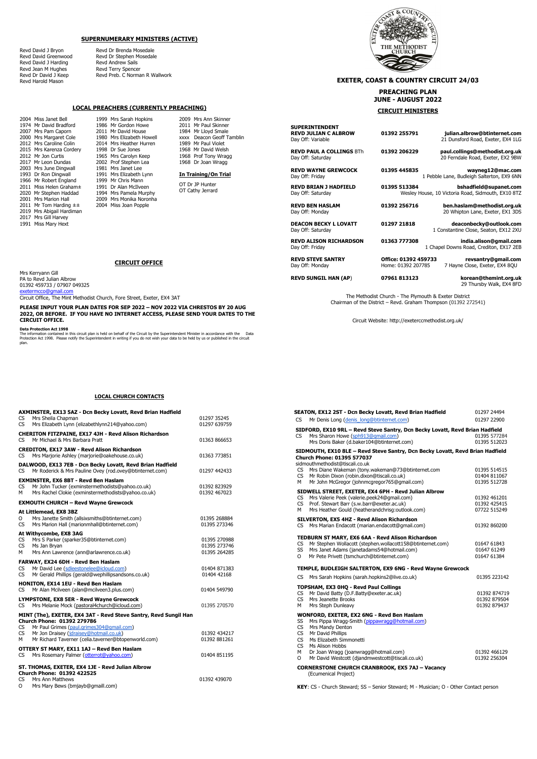## SUPERNUMERARY MINISTERS (ACTIVE)

| | |
|---|---|
| Revd David J Bryon | Revd Dr Brenda Mosedale |
| Revd David Greenwood | Revd Dr Stephen Mosedale |
| Revd David J Harding | Revd Andrew Sails |
| Revd Jean M Hughes | Revd Terry Spencer |
| Revd Dr David J Keep | Revd Preb. C Norman R Wallwork |
| Revd Harold Mason | |

## LOCAL PREACHERS (CURRENTLY PREACHING)

| | | |
|---|---|---|
| 2004 Miss Janet Bell | 1999 Mrs Sarah Hopkins | 2009 Mrs Ann Skinner |
| 1974 Mr David Bradford | 1986 Mr Gordon Howe | 2011 Mr Paul Skinner |
| 2007 Mrs Pam Caporn | 2011 Mr David House | 1984 Mr Lloyd Smale |
| 2000 Mrs Margaret Cole | 1980 Mrs Elizabeth Howell | xxxx Deacon Geoff Tamblin |
| 2012 Mrs Caroline Colin | 2014 Mrs Heather Hurren | 1989 Mr Paul Violet |
| 2015 Mrs Karenza Cordery | 1998 Dr Sue Jones | 1968 Mr David Welsh |
| 2012 Mr Jon Curtis | 1965 Mrs Carolyn Keep | 1968 Prof Tony Wragg |
| 2017 Mr Leon Dundas | 2002 Prof Stephen Lea | 1968 Dr Joan Wragg |
| 2003 Mrs June Dingwall | 1981 Mrs Janet Lee | |
| 1993 Dr Ron Dingwall | 1991 Mrs Elizabeth Lynn | **In Training/On Trial** |
| 1966 Mr Robert England | 1999 Mr Chris Mann | OT Dr JP Hunter |
| 2011 Miss Helen Graham± | 1991 Dr Alan McIlveen | OT Cathy Jerrard |
| 2020 Mr Stephen Haddad | 1994 Mrs Pamela Murphy | |
| 2001 Mrs Marion Hall | 2009 Mrs Monika Noronha | |
| 2011 Mr Tom Harding ±± | 2004 Miss Joan Popple | |
| 2019 Mrs Abigail Hardiman | | |
| 2017 Mrs Gill Harvey | | |
| 1991 Miss Mary Hext | | |

## CIRCUIT OFFICE

Mrs Kerryann Gill
PA to Revd Julian Albrow
01392 459733 / 07907 049325
exetermcco@gmail.com
Circuit Office, The Mint Methodist Church, Fore Street, Exeter, EX4 3AT

**PLEASE INPUT YOUR PLAN DATES FOR SEP 2022 – NOV 2022 VIA CHRESTOS BY 20 AUG 2022, OR BEFORE. IF YOU HAVE NO INTERNET ACCESS, PLEASE SEND YOUR DATES TO THE CIRCUIT OFFICE.**

**Data Protection Act 1998**
The information contained in this circuit plan is held on behalf of the Circuit by the Superintendent Minister in accordance with the Data Protection Act 1998. Please notify the Superintendent in writing if you do not wish your data to be held by us or published in the circuit plan.

# EXETER, COAST & COUNTRY CIRCUIT 24/03

## PREACHING PLAN
## JUNE - AUGUST 2022

## CIRCUIT MINISTERS

| | | |
|---|---|---|
| **SUPERINTENDENT REVD JULIAN C ALBROW** Day Off: Variable | **01392 255791** | **julian.albrow@btinternet.com** 21 Dunsford Road, Exeter, EX4 1LG |
| **REVD PAUL A COLLINGS** BTh Day Off: Saturday | **01392 206229** | **paul.collings@methodist.org.uk** 20 Ferndale Road, Exeter, EX2 9BW |
| **REVD WAYNE GREWCOCK** Day Off: Friday | **01395 445835** | **wayneg12@mac.com** 1 Pebble Lane, Budleigh Salterton, EX9 6NN |
| **REVD BRIAN J HADFIELD** Day Off: Saturday | **01395 513384** | **bshadfield@supanet.com** Wesley House, 10 Victoria Road, Sidmouth, EX10 8TZ |
| **REVD BEN HASLAM** Day Off: Monday | **01392 256716** | **ben.haslam@methodist.org.uk** 20 Whipton Lane, Exeter, EX1 3DS |
| **DEACON BECKY L LOVATT** Day Off: Saturday | **01297 21818** | **deaconbecky@outlook.com** 1 Constantine Close, Seaton, EX12 2XU |
| **REVD ALISON RICHARDSON** Day Off: Friday | **01363 777308** | **india.alison@gmail.com** 1 Chapel Downs Road, Crediton, EX17 2EB |
| **REVD STEVE SANTRY** Day Off: Monday | **Office: 01392 459733** Home: 01392 207785 | **revsantry@gmail.com** 7 Hayne Close, Exeter, EX4 8QU |
| **REVD SUNGIL HAN (AP)** | **07961 813123** | **korean@themint.org.uk** 29 Thursby Walk, EX4 8FD |

The Methodist Church - The Plymouth & Exeter District
Chairman of the District – Revd. Graham Thompson (01392 272541)

Circuit Website: http://exeterccmethodist.org.uk/

## LOCAL CHURCH CONTACTS

**AXMINSTER, EX13 5AZ - Dcn Becky Lovatt, Revd Brian Hadfield**
- CS Mrs Sheila Chapman — 01297 35245
- CS Mrs Elizabeth Lynn (elizabethlynn214@yahoo.com) — 01297 639759

**CHERITON FITZPAINE, EX17 4JH - Revd Alison Richardson**
- CS Mr Michael & Mrs Barbara Pratt — 01363 866653

**CREDITON, EX17 3AW - Revd Alison Richardson**
- CS Mrs Marjorie Ashley (marjorie@oakehouse.co.uk) — 01363 773851

**DALWOOD, EX13 7EB - Dcn Becky Lovatt, Revd Brian Hadfield**
- CS Mr Roderick & Mrs Pauline Ovey (rod.ovey@btinternet.com) — 01297 442433

**EXMINSTER, EX6 8BT - Revd Ben Haslam**
- CS Mr John Tucker (exminstermethodists@yahoo.co.uk) — 01392 823929
- M Mrs Rachel Clokie (exminstermethodists@yahoo.co.uk) — 01392 467023

**EXMOUTH CHURCH – Revd Wayne Grewcock**

**At Littlemead, EX8 3BZ**
- O Mrs Janette Smith (allsixsmiths@btinternet.com) — 01395 268884
- CS Mrs Marion Hall (marionmhall@btinternet.com) — 01395 273346

**At Withycombe, EX8 3AG**
- CS Mrs S Parker (sparker35@btinternet.com) — 01395 270988
- CS Ms Jan Bryan — 01395 273746
- M Mrs Ann Lawrence (ann@arlawrence.co.uk) — 01395 264285

**FARWAY, EX24 6DH - Revd Ben Haslam**
- CS Mr David Lee (sdleestonelee@icloud.com) — 01404 871383
- CS Mr Gerald Phillips (gerald@wephillipsandsons.co.uk) — 01404 42168

**HONITON, EX14 1EU - Revd Ben Haslam**
- CS Mr Alan Mcilveen (alan@mcilveen3.plus.com) — 01404 549790

**LYMPSTONE, EX8 5ER - Revd Wayne Grewcock**
- CS Mrs Melanie Mock (pastoral4church@icloud.com) — 01395 270570

**MINT (The), EXETER, EX4 3AT - Revd Steve Santry, Revd Sungil Han**
**Church Phone: 01392 279786**
- CS Mr Paul Grimes (paul.grimes304@gmail.com)
- CS Mr Jon Draisey (jdraisey@hotmail.co.uk) — 01392 434217
- M Mr Richard Taverner (celia.taverner@btopenworld.com) — 01392 881261

**OTTERY ST MARY, EX11 1AJ – Revd Ben Haslam**
- CS Mrs Rosemary Palmer (otterrot@yahoo.com) — 01404 851195

**ST. THOMAS, EXETER, EX4 1JE - Revd Julian Albrow**
**Church Phone: 01392 422525**
- CS Mrs Ann Matthews — 01392 439070
- O Mrs Mary Bews (bmjayb@gmaill.com)

**SEATON, EX12 2ST - Dcn Becky Lovatt, Revd Brian Hadfield** — 01297 24494
- CS Mr Denis Long (denis_long@btinternet.com) — 01297 22900

**SIDFORD, EX10 9RL – Revd Steve Santry, Dcn Becky Lovatt, Revd Brian Hadfield**
- CS Mrs Sharon Howe (sph913@gmail.com) — 01395 577284
- Mrs Doris Baker (d.baker104@btinternet.com) — 01395 512023

**SIDMOUTH, EX10 8LE – Revd Steve Santry, Dcn Becky Lovatt, Revd Brian Hadfield**
**Church Phone: 01395 577037**
sidmouthmethodist@tiscali.co.uk
- CS Mrs Diane Wakeman (tony.wakeman@73@btinternet.com) — 01395 514515
- CS Mr Robin Dixon (robin.dixon@tiscali.co.uk) — 01404 811067
- M Mr John McGregor (johnmcgregor765@gmail.com) — 01395 512728

**SIDWELL STREET, EXETER, EX4 6PH - Revd Julian Albrow**
- CS Mrs Valerie Peek (valerie.peek24@gmail.com) — 01392 461201
- CS Prof. Stewart Barr (s.w.barr@exeter.ac.uk) — 01392 425415
- M Mrs Heather Gould (heatherandchrisg:outlook.com) — 07722 515249

**SILVERTON, EX5 4HZ - Revd Alison Richardson**
- CS Mrs Marian Endacott (marian.endacott@gmail.com) — 01392 860200

**TEDBURN ST MARY, EX6 6AA - Revd Alison Richardson**
- CS Mr Stephen Wollacott (stephen.wollacott158@btinternet.com) — 01647 61843
- SS Mrs Janet Adams (janetadams54@hotmail.com) — 01647 61249
- O Mr Pete Privett (tsmchurch@btinternet.com) — 01647 61384

**TEMPLE, BUDLEIGH SALTERTON, EX9 6NG - Revd Wayne Grewcock**
- CS Mrs Sarah Hopkins (sarah.hopkins2@live.co.uk) — 01395 223142

**TOPSHAM, EX3 0HQ - Revd Paul Collings**
- CS Mr David Batty (D.F.Batty@exeter.ac.uk) — 01392 874719
- CS Mrs Jeanette Brooks — 01392 879504
- M Mrs Steph Dunleavy — 01392 879437

**WONFORD, EXETER, EX2 6NG - Revd Ben Haslam**
- SS Mrs Pippa Wragg-Smith (pippawragg@hotmail.com)
- CS Mrs Mandy Denton
- CS Mr David Phillips
- CS Ms Elizabeth Simmonetti
- CS Ms Alison Hobbs
- M Dr Joan Wragg (joanwragg@hotmail.com) — 01392 466129
- O Mr David Westcott (djandmwestcott@tiscali.co.uk) — 01392 256304

**CORNERSTONE CHURCH CRANBROOK, EX5 7AJ – Vacancy**
(Ecumenical Project)

**KEY**: CS - Church Steward; SS – Senior Steward; M - Musician; O - Other Contact person